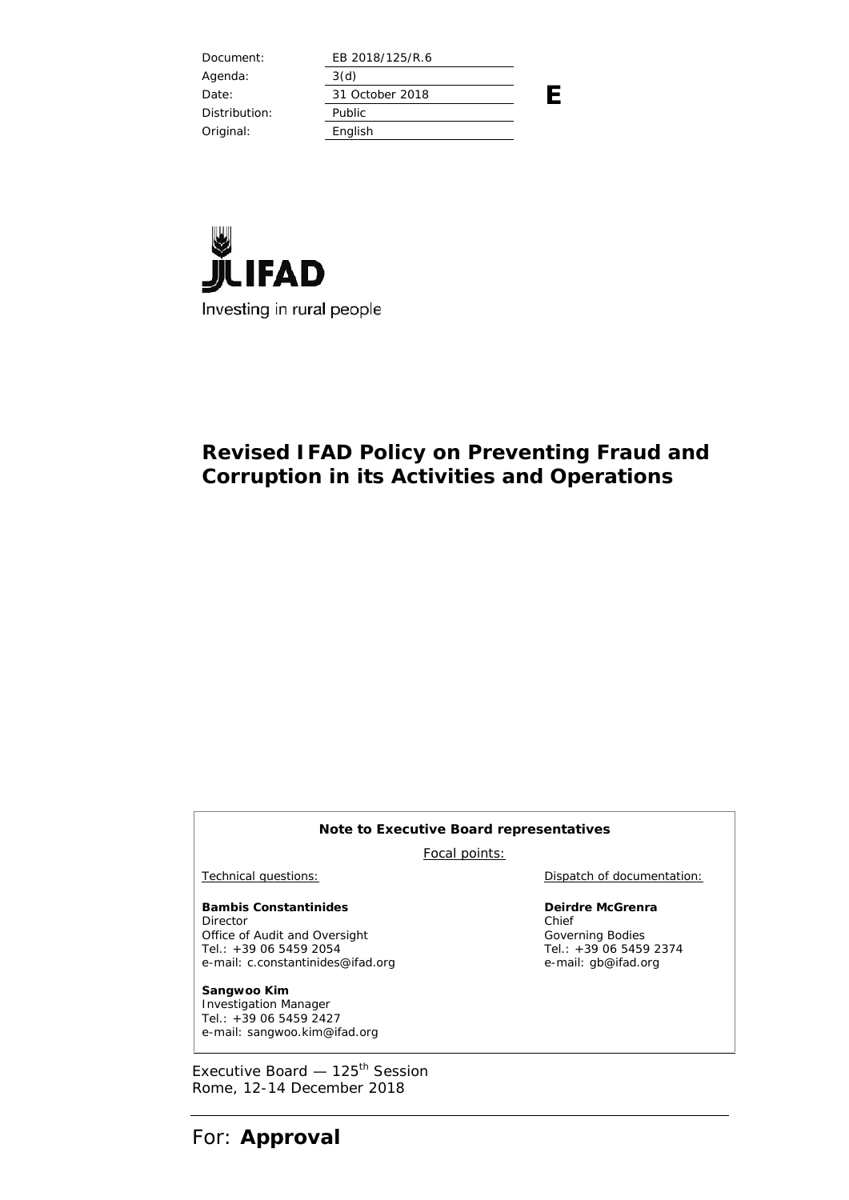| Document: | EB 2018/125/R.6 |
|---|---|
| Agenda: | 3(d) |
| Date: | 31 October 2018 |
| Distribution: | Public |
| Original: | English |

**E**

IFAD

Investing in rural people

# Revised IFAD Policy on Preventing Fraud and Corruption in its Activities and Operations

**Note to Executive Board representatives**

Focal points:

Technical questions:

**Bambis Constantinides**
Director
Office of Audit and Oversight
Tel.: +39 06 5459 2054
e-mail: c.constantinides@ifad.org

**Sangwoo Kim**
Investigation Manager
Tel.: +39 06 5459 2427
e-mail: sangwoo.kim@ifad.org

Dispatch of documentation:

**Deirdre McGrenra**
Chief
Governing Bodies
Tel.: +39 06 5459 2374
e-mail: gb@ifad.org

Executive Board — 125th Session
Rome, 12-14 December 2018

For: **Approval**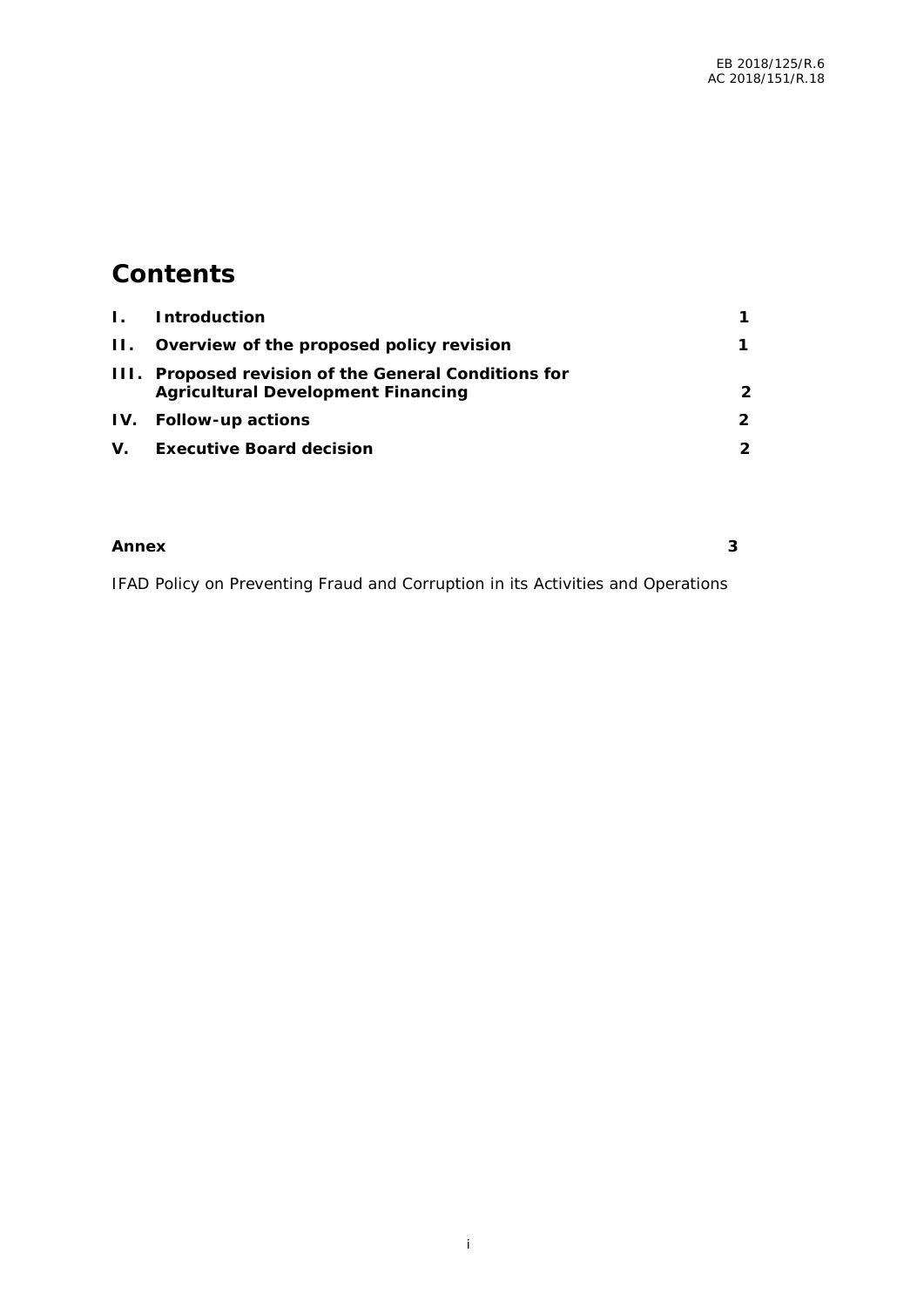# Contents

| | | |
|---|---|---|
| **I.** | **Introduction** | **1** |
| **II.** | **Overview of the proposed policy revision** | **1** |
| **III.** | **Proposed revision of the General Conditions for Agricultural Development Financing** | **2** |
| **IV.** | **Follow-up actions** | **2** |
| **V.** | **Executive Board decision** | **2** |

**Annex** **3**

IFAD Policy on Preventing Fraud and Corruption in its Activities and Operations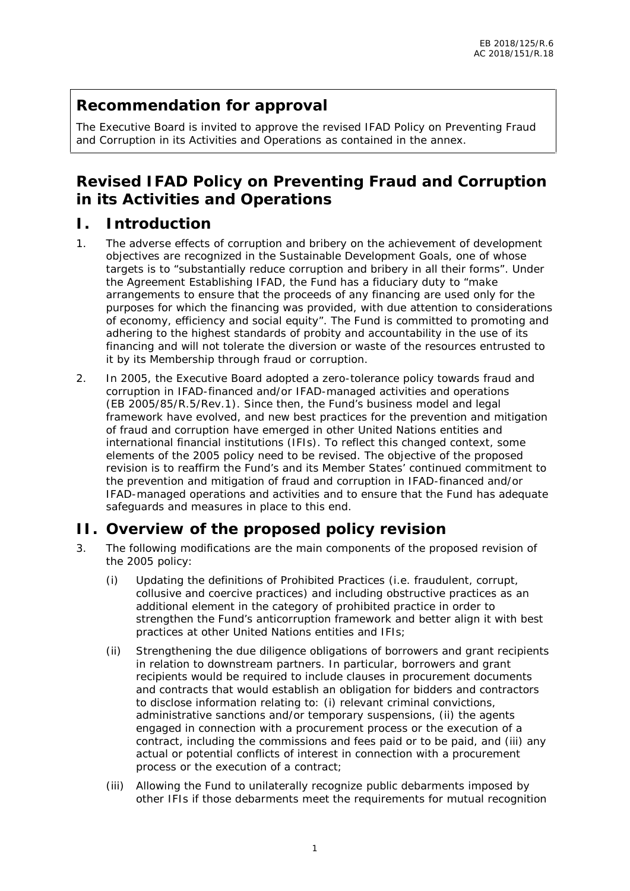## Recommendation for approval

The Executive Board is invited to approve the revised IFAD Policy on Preventing Fraud and Corruption in its Activities and Operations as contained in the annex.

# Revised IFAD Policy on Preventing Fraud and Corruption in its Activities and Operations

## I. Introduction

1. The adverse effects of corruption and bribery on the achievement of development objectives are recognized in the Sustainable Development Goals, one of whose targets is to "substantially reduce corruption and bribery in all their forms". Under the Agreement Establishing IFAD, the Fund has a fiduciary duty to "make arrangements to ensure that the proceeds of any financing are used only for the purposes for which the financing was provided, with due attention to considerations of economy, efficiency and social equity". The Fund is committed to promoting and adhering to the highest standards of probity and accountability in the use of its financing and will not tolerate the diversion or waste of the resources entrusted to it by its Membership through fraud or corruption.

2. In 2005, the Executive Board adopted a zero-tolerance policy towards fraud and corruption in IFAD-financed and/or IFAD-managed activities and operations (EB 2005/85/R.5/Rev.1). Since then, the Fund's business model and legal framework have evolved, and new best practices for the prevention and mitigation of fraud and corruption have emerged in other United Nations entities and international financial institutions (IFIs). To reflect this changed context, some elements of the 2005 policy need to be revised. The objective of the proposed revision is to reaffirm the Fund's and its Member States' continued commitment to the prevention and mitigation of fraud and corruption in IFAD-financed and/or IFAD-managed operations and activities and to ensure that the Fund has adequate safeguards and measures in place to this end.

## II. Overview of the proposed policy revision

3. The following modifications are the main components of the proposed revision of the 2005 policy:

   (i) Updating the definitions of Prohibited Practices (i.e. fraudulent, corrupt, collusive and coercive practices) and including obstructive practices as an additional element in the category of prohibited practice in order to strengthen the Fund's anticorruption framework and better align it with best practices at other United Nations entities and IFIs;

   (ii) Strengthening the due diligence obligations of borrowers and grant recipients in relation to downstream partners. In particular, borrowers and grant recipients would be required to include clauses in procurement documents and contracts that would establish an obligation for bidders and contractors to disclose information relating to: (i) relevant criminal convictions, administrative sanctions and/or temporary suspensions, (ii) the agents engaged in connection with a procurement process or the execution of a contract, including the commissions and fees paid or to be paid, and (iii) any actual or potential conflicts of interest in connection with a procurement process or the execution of a contract;

   (iii) Allowing the Fund to unilaterally recognize public debarments imposed by other IFIs if those debarments meet the requirements for mutual recognition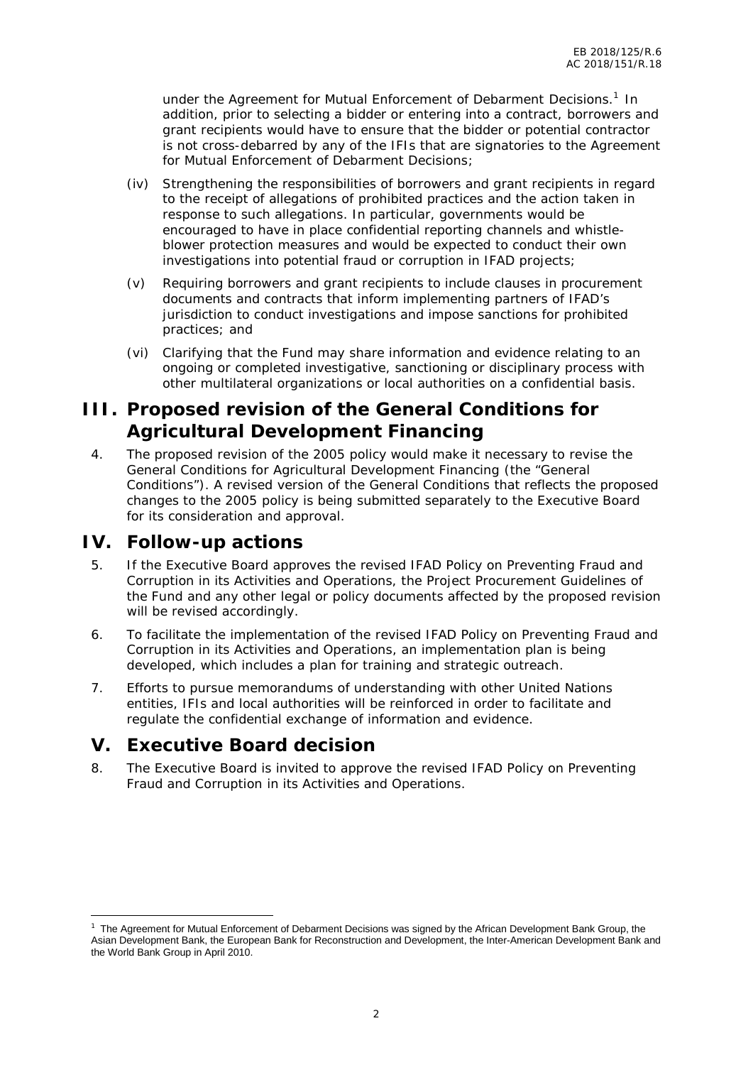under the Agreement for Mutual Enforcement of Debarment Decisions.[1] In addition, prior to selecting a bidder or entering into a contract, borrowers and grant recipients would have to ensure that the bidder or potential contractor is not cross-debarred by any of the IFIs that are signatories to the Agreement for Mutual Enforcement of Debarment Decisions;

(iv) Strengthening the responsibilities of borrowers and grant recipients in regard to the receipt of allegations of prohibited practices and the action taken in response to such allegations. In particular, governments would be encouraged to have in place confidential reporting channels and whistle-blower protection measures and would be expected to conduct their own investigations into potential fraud or corruption in IFAD projects;

(v) Requiring borrowers and grant recipients to include clauses in procurement documents and contracts that inform implementing partners of IFAD's jurisdiction to conduct investigations and impose sanctions for prohibited practices; and

(vi) Clarifying that the Fund may share information and evidence relating to an ongoing or completed investigative, sanctioning or disciplinary process with other multilateral organizations or local authorities on a confidential basis.

# III. Proposed revision of the General Conditions for Agricultural Development Financing

4. The proposed revision of the 2005 policy would make it necessary to revise the General Conditions for Agricultural Development Financing (the "General Conditions"). A revised version of the General Conditions that reflects the proposed changes to the 2005 policy is being submitted separately to the Executive Board for its consideration and approval.

# IV. Follow-up actions

5. If the Executive Board approves the revised IFAD Policy on Preventing Fraud and Corruption in its Activities and Operations, the Project Procurement Guidelines of the Fund and any other legal or policy documents affected by the proposed revision will be revised accordingly.

6. To facilitate the implementation of the revised IFAD Policy on Preventing Fraud and Corruption in its Activities and Operations, an implementation plan is being developed, which includes a plan for training and strategic outreach.

7. Efforts to pursue memorandums of understanding with other United Nations entities, IFIs and local authorities will be reinforced in order to facilitate and regulate the confidential exchange of information and evidence.

# V. Executive Board decision

8. The Executive Board is invited to approve the revised IFAD Policy on Preventing Fraud and Corruption in its Activities and Operations.

---

[1] The Agreement for Mutual Enforcement of Debarment Decisions was signed by the African Development Bank Group, the Asian Development Bank, the European Bank for Reconstruction and Development, the Inter-American Development Bank and the World Bank Group in April 2010.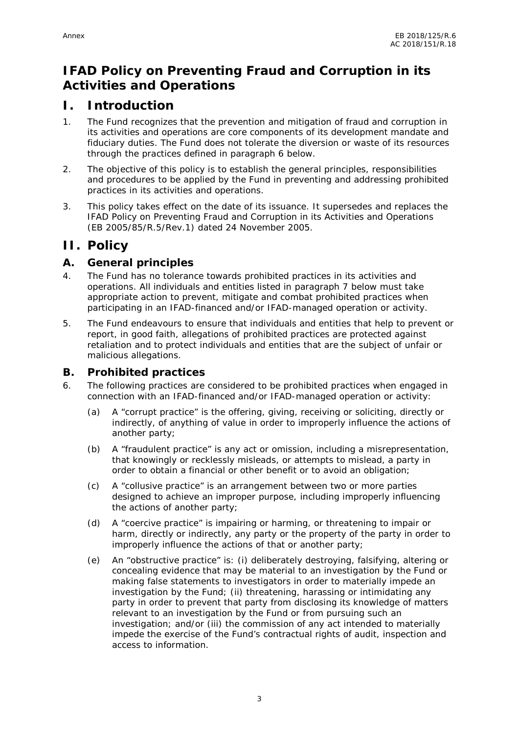# IFAD Policy on Preventing Fraud and Corruption in its Activities and Operations

## I. Introduction

1. The Fund recognizes that the prevention and mitigation of fraud and corruption in its activities and operations are core components of its development mandate and fiduciary duties. The Fund does not tolerate the diversion or waste of its resources through the practices defined in paragraph 6 below.

2. The objective of this policy is to establish the general principles, responsibilities and procedures to be applied by the Fund in preventing and addressing prohibited practices in its activities and operations.

3. This policy takes effect on the date of its issuance. It supersedes and replaces the IFAD Policy on Preventing Fraud and Corruption in its Activities and Operations (EB 2005/85/R.5/Rev.1) dated 24 November 2005.

## II. Policy

### A. General principles

4. The Fund has no tolerance towards prohibited practices in its activities and operations. All individuals and entities listed in paragraph 7 below must take appropriate action to prevent, mitigate and combat prohibited practices when participating in an IFAD-financed and/or IFAD-managed operation or activity.

5. The Fund endeavours to ensure that individuals and entities that help to prevent or report, in good faith, allegations of prohibited practices are protected against retaliation and to protect individuals and entities that are the subject of unfair or malicious allegations.

### B. Prohibited practices

6. The following practices are considered to be prohibited practices when engaged in connection with an IFAD-financed and/or IFAD-managed operation or activity:

   (a) A "corrupt practice" is the offering, giving, receiving or soliciting, directly or indirectly, of anything of value in order to improperly influence the actions of another party;

   (b) A "fraudulent practice" is any act or omission, including a misrepresentation, that knowingly or recklessly misleads, or attempts to mislead, a party in order to obtain a financial or other benefit or to avoid an obligation;

   (c) A "collusive practice" is an arrangement between two or more parties designed to achieve an improper purpose, including improperly influencing the actions of another party;

   (d) A "coercive practice" is impairing or harming, or threatening to impair or harm, directly or indirectly, any party or the property of the party in order to improperly influence the actions of that or another party;

   (e) An "obstructive practice" is: (i) deliberately destroying, falsifying, altering or concealing evidence that may be material to an investigation by the Fund or making false statements to investigators in order to materially impede an investigation by the Fund; (ii) threatening, harassing or intimidating any party in order to prevent that party from disclosing its knowledge of matters relevant to an investigation by the Fund or from pursuing such an investigation; and/or (iii) the commission of any act intended to materially impede the exercise of the Fund's contractual rights of audit, inspection and access to information.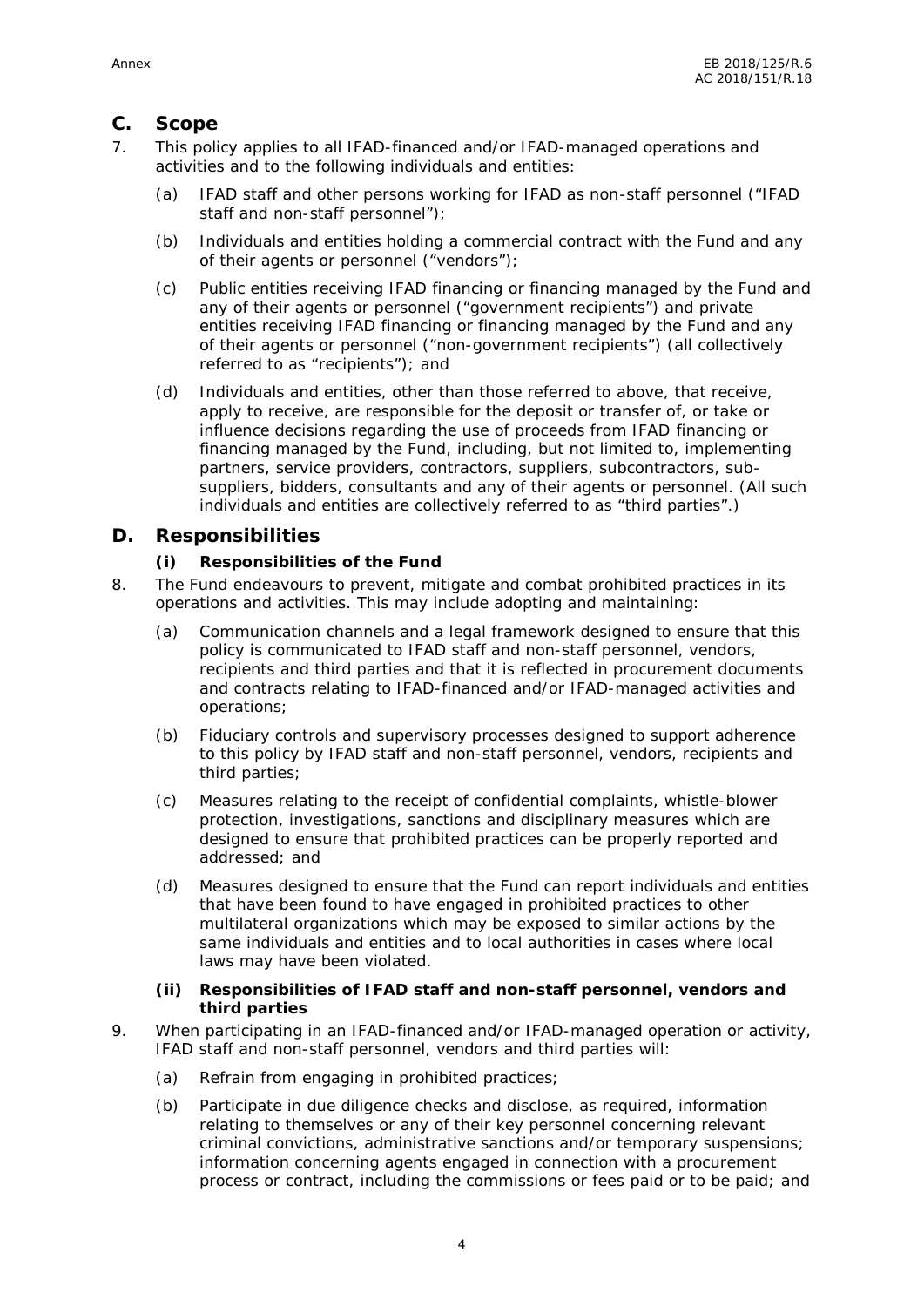## C. Scope

7. This policy applies to all IFAD-financed and/or IFAD-managed operations and activities and to the following individuals and entities:

   (a) IFAD staff and other persons working for IFAD as non-staff personnel ("IFAD staff and non-staff personnel");

   (b) Individuals and entities holding a commercial contract with the Fund and any of their agents or personnel ("vendors");

   (c) Public entities receiving IFAD financing or financing managed by the Fund and any of their agents or personnel ("government recipients") and private entities receiving IFAD financing or financing managed by the Fund and any of their agents or personnel ("non-government recipients") (all collectively referred to as "recipients"); and

   (d) Individuals and entities, other than those referred to above, that receive, apply to receive, are responsible for the deposit or transfer of, or take or influence decisions regarding the use of proceeds from IFAD financing or financing managed by the Fund, including, but not limited to, implementing partners, service providers, contractors, suppliers, subcontractors, sub-suppliers, bidders, consultants and any of their agents or personnel. (All such individuals and entities are collectively referred to as "third parties".)

## D. Responsibilities

### (i) Responsibilities of the Fund

8. The Fund endeavours to prevent, mitigate and combat prohibited practices in its operations and activities. This may include adopting and maintaining:

   (a) Communication channels and a legal framework designed to ensure that this policy is communicated to IFAD staff and non-staff personnel, vendors, recipients and third parties and that it is reflected in procurement documents and contracts relating to IFAD-financed and/or IFAD-managed activities and operations;

   (b) Fiduciary controls and supervisory processes designed to support adherence to this policy by IFAD staff and non-staff personnel, vendors, recipients and third parties;

   (c) Measures relating to the receipt of confidential complaints, whistle-blower protection, investigations, sanctions and disciplinary measures which are designed to ensure that prohibited practices can be properly reported and addressed; and

   (d) Measures designed to ensure that the Fund can report individuals and entities that have been found to have engaged in prohibited practices to other multilateral organizations which may be exposed to similar actions by the same individuals and entities and to local authorities in cases where local laws may have been violated.

### (ii) Responsibilities of IFAD staff and non-staff personnel, vendors and third parties

9. When participating in an IFAD-financed and/or IFAD-managed operation or activity, IFAD staff and non-staff personnel, vendors and third parties will:

   (a) Refrain from engaging in prohibited practices;

   (b) Participate in due diligence checks and disclose, as required, information relating to themselves or any of their key personnel concerning relevant criminal convictions, administrative sanctions and/or temporary suspensions; information concerning agents engaged in connection with a procurement process or contract, including the commissions or fees paid or to be paid; and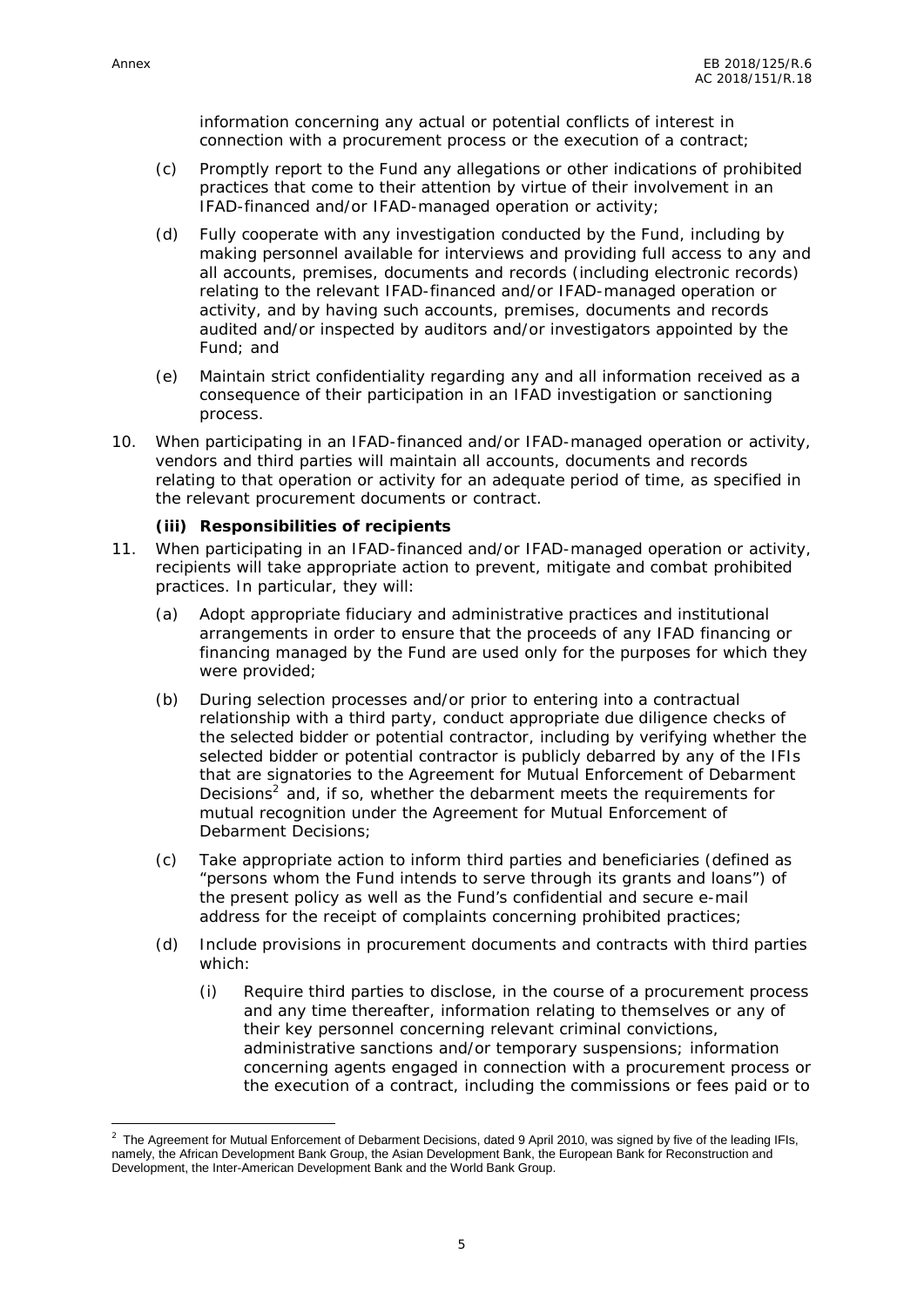information concerning any actual or potential conflicts of interest in connection with a procurement process or the execution of a contract;

(c) Promptly report to the Fund any allegations or other indications of prohibited practices that come to their attention by virtue of their involvement in an IFAD-financed and/or IFAD-managed operation or activity;

(d) Fully cooperate with any investigation conducted by the Fund, including by making personnel available for interviews and providing full access to any and all accounts, premises, documents and records (including electronic records) relating to the relevant IFAD-financed and/or IFAD-managed operation or activity, and by having such accounts, premises, documents and records audited and/or inspected by auditors and/or investigators appointed by the Fund; and

(e) Maintain strict confidentiality regarding any and all information received as a consequence of their participation in an IFAD investigation or sanctioning process.

10. When participating in an IFAD-financed and/or IFAD-managed operation or activity, vendors and third parties will maintain all accounts, documents and records relating to that operation or activity for an adequate period of time, as specified in the relevant procurement documents or contract.

### (iii) Responsibilities of recipients

11. When participating in an IFAD-financed and/or IFAD-managed operation or activity, recipients will take appropriate action to prevent, mitigate and combat prohibited practices. In particular, they will:

(a) Adopt appropriate fiduciary and administrative practices and institutional arrangements in order to ensure that the proceeds of any IFAD financing or financing managed by the Fund are used only for the purposes for which they were provided;

(b) During selection processes and/or prior to entering into a contractual relationship with a third party, conduct appropriate due diligence checks of the selected bidder or potential contractor, including by verifying whether the selected bidder or potential contractor is publicly debarred by any of the IFIs that are signatories to the Agreement for Mutual Enforcement of Debarment Decisions[2] and, if so, whether the debarment meets the requirements for mutual recognition under the Agreement for Mutual Enforcement of Debarment Decisions;

(c) Take appropriate action to inform third parties and beneficiaries (defined as "persons whom the Fund intends to serve through its grants and loans") of the present policy as well as the Fund's confidential and secure e-mail address for the receipt of complaints concerning prohibited practices;

(d) Include provisions in procurement documents and contracts with third parties which:

(i) Require third parties to disclose, in the course of a procurement process and any time thereafter, information relating to themselves or any of their key personnel concerning relevant criminal convictions, administrative sanctions and/or temporary suspensions; information concerning agents engaged in connection with a procurement process or the execution of a contract, including the commissions or fees paid or to

---

[2] The Agreement for Mutual Enforcement of Debarment Decisions, dated 9 April 2010, was signed by five of the leading IFIs, namely, the African Development Bank Group, the Asian Development Bank, the European Bank for Reconstruction and Development, the Inter-American Development Bank and the World Bank Group.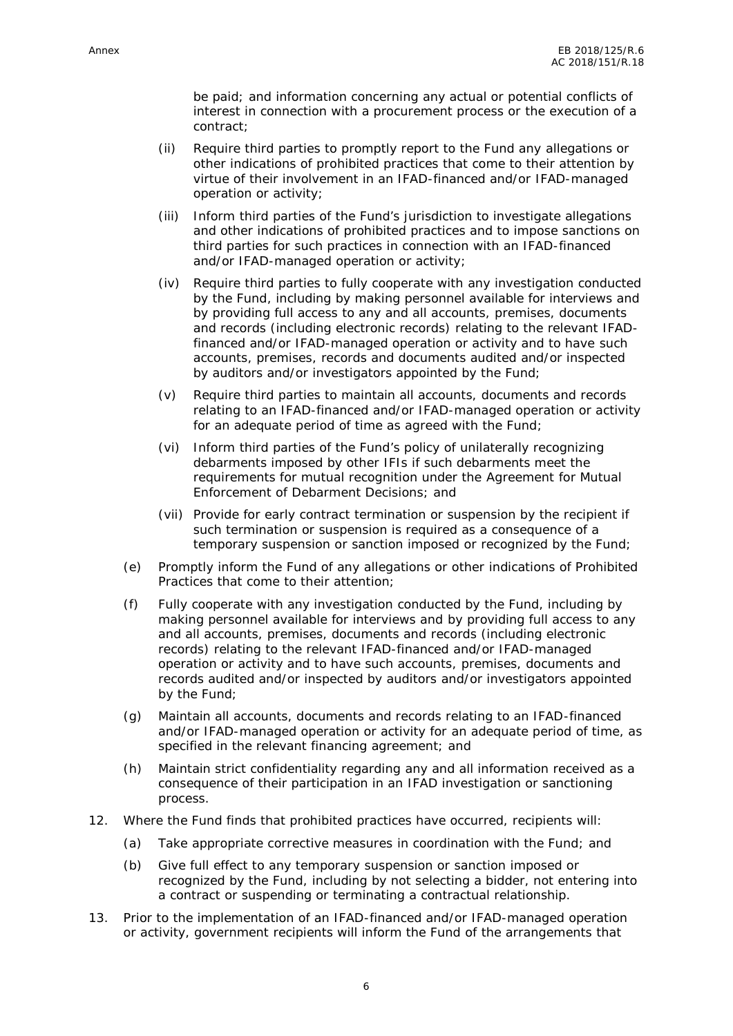be paid; and information concerning any actual or potential conflicts of interest in connection with a procurement process or the execution of a contract;

(ii) Require third parties to promptly report to the Fund any allegations or other indications of prohibited practices that come to their attention by virtue of their involvement in an IFAD-financed and/or IFAD-managed operation or activity;

(iii) Inform third parties of the Fund's jurisdiction to investigate allegations and other indications of prohibited practices and to impose sanctions on third parties for such practices in connection with an IFAD-financed and/or IFAD-managed operation or activity;

(iv) Require third parties to fully cooperate with any investigation conducted by the Fund, including by making personnel available for interviews and by providing full access to any and all accounts, premises, documents and records (including electronic records) relating to the relevant IFAD-financed and/or IFAD-managed operation or activity and to have such accounts, premises, records and documents audited and/or inspected by auditors and/or investigators appointed by the Fund;

(v) Require third parties to maintain all accounts, documents and records relating to an IFAD-financed and/or IFAD-managed operation or activity for an adequate period of time as agreed with the Fund;

(vi) Inform third parties of the Fund's policy of unilaterally recognizing debarments imposed by other IFIs if such debarments meet the requirements for mutual recognition under the Agreement for Mutual Enforcement of Debarment Decisions; and

(vii) Provide for early contract termination or suspension by the recipient if such termination or suspension is required as a consequence of a temporary suspension or sanction imposed or recognized by the Fund;

(e) Promptly inform the Fund of any allegations or other indications of Prohibited Practices that come to their attention;

(f) Fully cooperate with any investigation conducted by the Fund, including by making personnel available for interviews and by providing full access to any and all accounts, premises, documents and records (including electronic records) relating to the relevant IFAD-financed and/or IFAD-managed operation or activity and to have such accounts, premises, documents and records audited and/or inspected by auditors and/or investigators appointed by the Fund;

(g) Maintain all accounts, documents and records relating to an IFAD-financed and/or IFAD-managed operation or activity for an adequate period of time, as specified in the relevant financing agreement; and

(h) Maintain strict confidentiality regarding any and all information received as a consequence of their participation in an IFAD investigation or sanctioning process.

12. Where the Fund finds that prohibited practices have occurred, recipients will:

(a) Take appropriate corrective measures in coordination with the Fund; and

(b) Give full effect to any temporary suspension or sanction imposed or recognized by the Fund, including by not selecting a bidder, not entering into a contract or suspending or terminating a contractual relationship.

13. Prior to the implementation of an IFAD-financed and/or IFAD-managed operation or activity, government recipients will inform the Fund of the arrangements that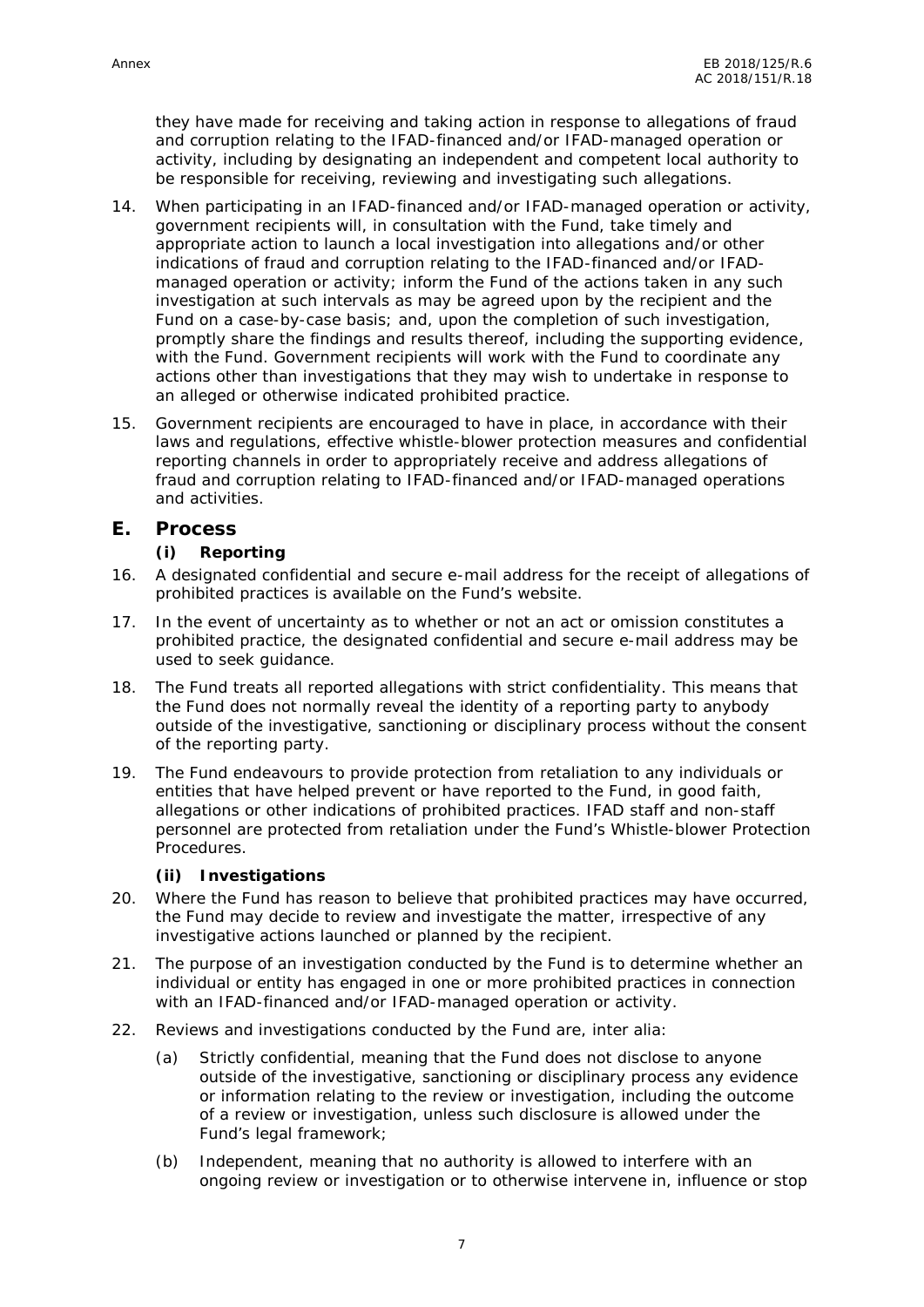they have made for receiving and taking action in response to allegations of fraud and corruption relating to the IFAD-financed and/or IFAD-managed operation or activity, including by designating an independent and competent local authority to be responsible for receiving, reviewing and investigating such allegations.

14. When participating in an IFAD-financed and/or IFAD-managed operation or activity, government recipients will, in consultation with the Fund, take timely and appropriate action to launch a local investigation into allegations and/or other indications of fraud and corruption relating to the IFAD-financed and/or IFAD-managed operation or activity; inform the Fund of the actions taken in any such investigation at such intervals as may be agreed upon by the recipient and the Fund on a case-by-case basis; and, upon the completion of such investigation, promptly share the findings and results thereof, including the supporting evidence, with the Fund. Government recipients will work with the Fund to coordinate any actions other than investigations that they may wish to undertake in response to an alleged or otherwise indicated prohibited practice.

15. Government recipients are encouraged to have in place, in accordance with their laws and regulations, effective whistle-blower protection measures and confidential reporting channels in order to appropriately receive and address allegations of fraud and corruption relating to IFAD-financed and/or IFAD-managed operations and activities.

## E. Process

### (i) Reporting

16. A designated confidential and secure e-mail address for the receipt of allegations of prohibited practices is available on the Fund's website.

17. In the event of uncertainty as to whether or not an act or omission constitutes a prohibited practice, the designated confidential and secure e-mail address may be used to seek guidance.

18. The Fund treats all reported allegations with strict confidentiality. This means that the Fund does not normally reveal the identity of a reporting party to anybody outside of the investigative, sanctioning or disciplinary process without the consent of the reporting party.

19. The Fund endeavours to provide protection from retaliation to any individuals or entities that have helped prevent or have reported to the Fund, in good faith, allegations or other indications of prohibited practices. IFAD staff and non-staff personnel are protected from retaliation under the Fund's Whistle-blower Protection Procedures.

### (ii) Investigations

20. Where the Fund has reason to believe that prohibited practices may have occurred, the Fund may decide to review and investigate the matter, irrespective of any investigative actions launched or planned by the recipient.

21. The purpose of an investigation conducted by the Fund is to determine whether an individual or entity has engaged in one or more prohibited practices in connection with an IFAD-financed and/or IFAD-managed operation or activity.

22. Reviews and investigations conducted by the Fund are, inter alia:

    (a) Strictly confidential, meaning that the Fund does not disclose to anyone outside of the investigative, sanctioning or disciplinary process any evidence or information relating to the review or investigation, including the outcome of a review or investigation, unless such disclosure is allowed under the Fund's legal framework;

    (b) Independent, meaning that no authority is allowed to interfere with an ongoing review or investigation or to otherwise intervene in, influence or stop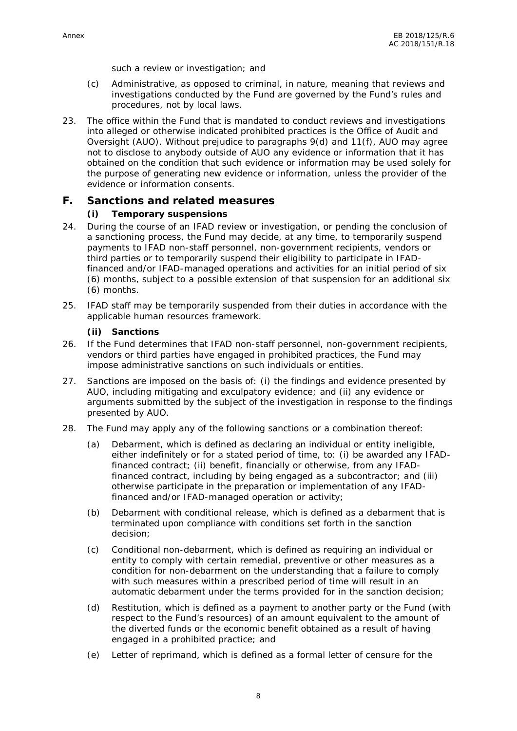such a review or investigation; and

(c) Administrative, as opposed to criminal, in nature, meaning that reviews and investigations conducted by the Fund are governed by the Fund's rules and procedures, not by local laws.

23. The office within the Fund that is mandated to conduct reviews and investigations into alleged or otherwise indicated prohibited practices is the Office of Audit and Oversight (AUO). Without prejudice to paragraphs 9(d) and 11(f), AUO may agree not to disclose to anybody outside of AUO any evidence or information that it has obtained on the condition that such evidence or information may be used solely for the purpose of generating new evidence or information, unless the provider of the evidence or information consents.

## F. Sanctions and related measures

### (i) Temporary suspensions

24. During the course of an IFAD review or investigation, or pending the conclusion of a sanctioning process, the Fund may decide, at any time, to temporarily suspend payments to IFAD non-staff personnel, non-government recipients, vendors or third parties or to temporarily suspend their eligibility to participate in IFAD-financed and/or IFAD-managed operations and activities for an initial period of six (6) months, subject to a possible extension of that suspension for an additional six (6) months.

25. IFAD staff may be temporarily suspended from their duties in accordance with the applicable human resources framework.

### (ii) Sanctions

26. If the Fund determines that IFAD non-staff personnel, non-government recipients, vendors or third parties have engaged in prohibited practices, the Fund may impose administrative sanctions on such individuals or entities.

27. Sanctions are imposed on the basis of: (i) the findings and evidence presented by AUO, including mitigating and exculpatory evidence; and (ii) any evidence or arguments submitted by the subject of the investigation in response to the findings presented by AUO.

28. The Fund may apply any of the following sanctions or a combination thereof:

(a) Debarment, which is defined as declaring an individual or entity ineligible, either indefinitely or for a stated period of time, to: (i) be awarded any IFAD-financed contract; (ii) benefit, financially or otherwise, from any IFAD-financed contract, including by being engaged as a subcontractor; and (iii) otherwise participate in the preparation or implementation of any IFAD-financed and/or IFAD-managed operation or activity;

(b) Debarment with conditional release, which is defined as a debarment that is terminated upon compliance with conditions set forth in the sanction decision;

(c) Conditional non-debarment, which is defined as requiring an individual or entity to comply with certain remedial, preventive or other measures as a condition for non-debarment on the understanding that a failure to comply with such measures within a prescribed period of time will result in an automatic debarment under the terms provided for in the sanction decision;

(d) Restitution, which is defined as a payment to another party or the Fund (with respect to the Fund's resources) of an amount equivalent to the amount of the diverted funds or the economic benefit obtained as a result of having engaged in a prohibited practice; and

(e) Letter of reprimand, which is defined as a formal letter of censure for the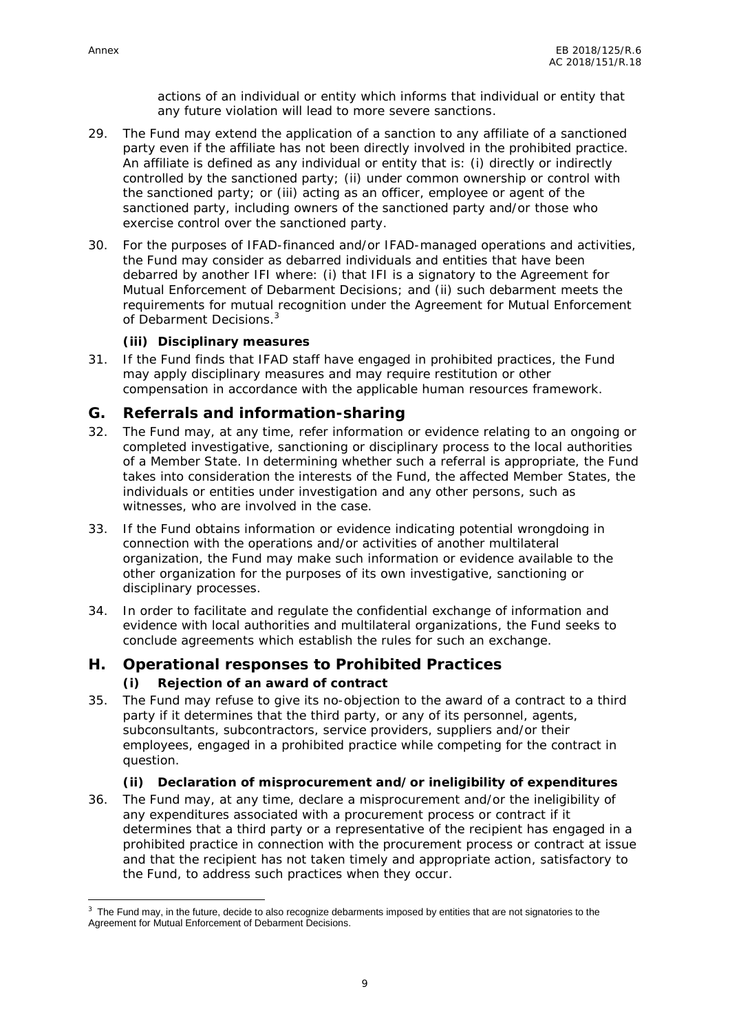actions of an individual or entity which informs that individual or entity that any future violation will lead to more severe sanctions.

29. The Fund may extend the application of a sanction to any affiliate of a sanctioned party even if the affiliate has not been directly involved in the prohibited practice. An affiliate is defined as any individual or entity that is: (i) directly or indirectly controlled by the sanctioned party; (ii) under common ownership or control with the sanctioned party; or (iii) acting as an officer, employee or agent of the sanctioned party, including owners of the sanctioned party and/or those who exercise control over the sanctioned party.

30. For the purposes of IFAD-financed and/or IFAD-managed operations and activities, the Fund may consider as debarred individuals and entities that have been debarred by another IFI where: (i) that IFI is a signatory to the Agreement for Mutual Enforcement of Debarment Decisions; and (ii) such debarment meets the requirements for mutual recognition under the Agreement for Mutual Enforcement of Debarment Decisions.[3]

#### (iii) Disciplinary measures

31. If the Fund finds that IFAD staff have engaged in prohibited practices, the Fund may apply disciplinary measures and may require restitution or other compensation in accordance with the applicable human resources framework.

## G. Referrals and information-sharing

32. The Fund may, at any time, refer information or evidence relating to an ongoing or completed investigative, sanctioning or disciplinary process to the local authorities of a Member State. In determining whether such a referral is appropriate, the Fund takes into consideration the interests of the Fund, the affected Member States, the individuals or entities under investigation and any other persons, such as witnesses, who are involved in the case.

33. If the Fund obtains information or evidence indicating potential wrongdoing in connection with the operations and/or activities of another multilateral organization, the Fund may make such information or evidence available to the other organization for the purposes of its own investigative, sanctioning or disciplinary processes.

34. In order to facilitate and regulate the confidential exchange of information and evidence with local authorities and multilateral organizations, the Fund seeks to conclude agreements which establish the rules for such an exchange.

## H. Operational responses to Prohibited Practices

#### (i) Rejection of an award of contract

35. The Fund may refuse to give its no-objection to the award of a contract to a third party if it determines that the third party, or any of its personnel, agents, subconsultants, subcontractors, service providers, suppliers and/or their employees, engaged in a prohibited practice while competing for the contract in question.

#### (ii) Declaration of misprocurement and/or ineligibility of expenditures

36. The Fund may, at any time, declare a misprocurement and/or the ineligibility of any expenditures associated with a procurement process or contract if it determines that a third party or a representative of the recipient has engaged in a prohibited practice in connection with the procurement process or contract at issue and that the recipient has not taken timely and appropriate action, satisfactory to the Fund, to address such practices when they occur.

---

[3] The Fund may, in the future, decide to also recognize debarments imposed by entities that are not signatories to the Agreement for Mutual Enforcement of Debarment Decisions.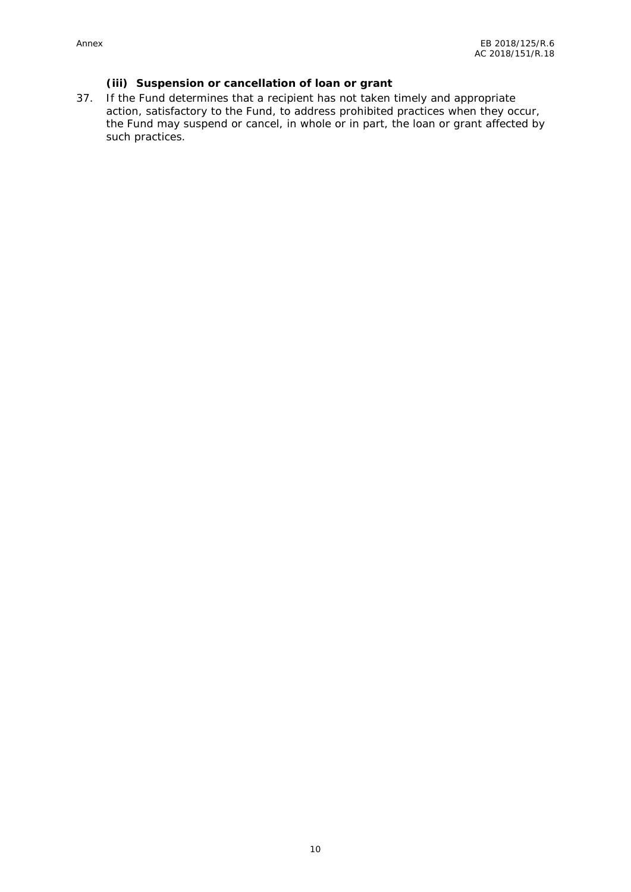#### (iii) Suspension or cancellation of loan or grant

37. If the Fund determines that a recipient has not taken timely and appropriate action, satisfactory to the Fund, to address prohibited practices when they occur, the Fund may suspend or cancel, in whole or in part, the loan or grant affected by such practices.